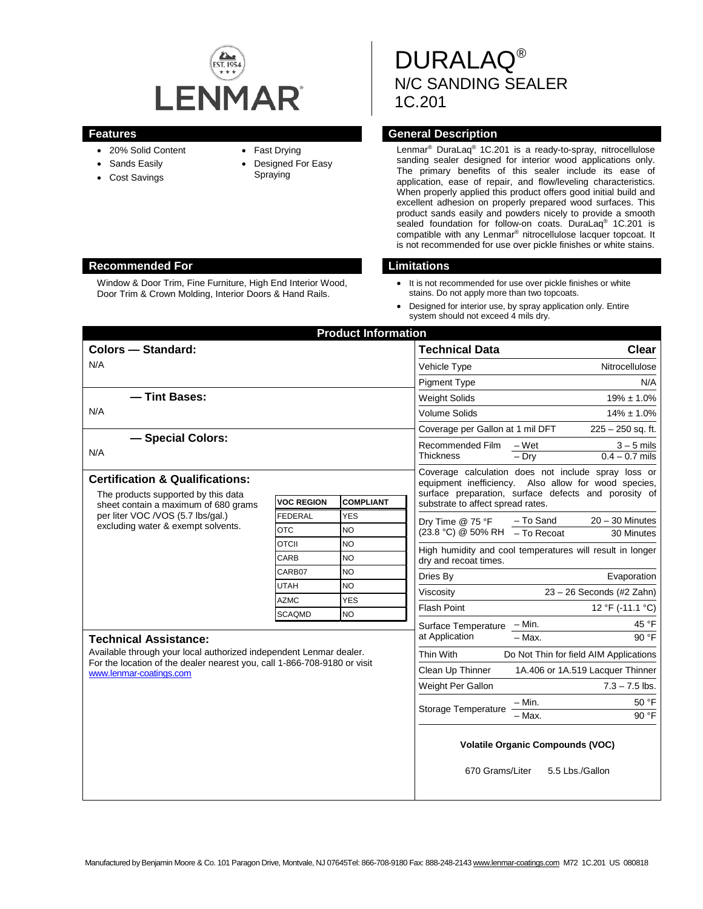LENMAR

EST. 1954

# DURALAQ®
# N/C SANDING SEALER
# 1C.201

## Features

- 20% Solid Content
- Sands Easily
- Cost Savings
- Fast Drying
- Designed For Easy Spraying

## General Description

Lenmar® DuraLaq® 1C.201 is a ready-to-spray, nitrocellulose sanding sealer designed for interior wood applications only. The primary benefits of this sealer include its ease of application, ease of repair, and flow/leveling characteristics. When properly applied this product offers good initial build and excellent adhesion on properly prepared wood surfaces. This product sands easily and powders nicely to provide a smooth sealed foundation for follow-on coats. DuraLaq® 1C.201 is compatible with any Lenmar® nitrocellulose lacquer topcoat. It is not recommended for use over pickle finishes or white stains.

## Recommended For

Window & Door Trim, Fine Furniture, High End Interior Wood, Door Trim & Crown Molding, Interior Doors & Hand Rails.

## Limitations

- It is not recommended for use over pickle finishes or white stains. Do not apply more than two topcoats.
- Designed for interior use, by spray application only. Entire system should not exceed 4 mils dry.

## Product Information

### Colors — Standard:

N/A

### — Tint Bases:

N/A

### — Special Colors:

N/A

### Certification & Qualifications:

The products supported by this data sheet contain a maximum of 680 grams per liter VOC /VOS (5.7 lbs/gal.) excluding water & exempt solvents.

| VOC REGION | COMPLIANT |
|---|---|
| FEDERAL | YES |
| OTC | NO |
| OTCII | NO |
| CARB | NO |
| CARB07 | NO |
| UTAH | NO |
| AZMC | YES |
| SCAQMD | NO |

### Technical Assistance:

Available through your local authorized independent Lenmar dealer. For the location of the dealer nearest you, call 1-866-708-9180 or visit www.lenmar-coatings.com

| Technical Data | | Clear |
|---|---|---|
| Vehicle Type | | Nitrocellulose |
| Pigment Type | | N/A |
| Weight Solids | | 19% ± 1.0% |
| Volume Solids | | 14% ± 1.0% |
| Coverage per Gallon at 1 mil DFT | | 225 – 250 sq. ft. |
| Recommended Film Thickness | – Wet | 3 – 5 mils |
| | – Dry | 0.4 – 0.7 mils |

Coverage calculation does not include spray loss or equipment inefficiency. Also allow for wood species, surface preparation, surface defects and porosity of substrate to affect spread rates.

| | | |
|---|---|---|
| Dry Time @ 75 °F (23.8 °C) @ 50% RH | – To Sand | 20 – 30 Minutes |
| | – To Recoat | 30 Minutes |

High humidity and cool temperatures will result in longer dry and recoat times.

| | | |
|---|---|---|
| Dries By | | Evaporation |
| Viscosity | | 23 – 26 Seconds (#2 Zahn) |
| Flash Point | | 12 °F (-11.1 °C) |
| Surface Temperature at Application | – Min. | 45 °F |
| | – Max. | 90 °F |
| Thin With | | Do Not Thin for field AIM Applications |
| Clean Up Thinner | | 1A.406 or 1A.519 Lacquer Thinner |
| Weight Per Gallon | | 7.3 – 7.5 lbs. |
| Storage Temperature | – Min. | 50 °F |
| | – Max. | 90 °F |

**Volatile Organic Compounds (VOC)**

670 Grams/Liter 5.5 Lbs./Gallon

Manufactured by Benjamin Moore & Co. 101 Paragon Drive, Montvale, NJ 07645Tel: 866-708-9180 Fax: 888-248-2143 www.lenmar-coatings.com M72 1C.201 US 080818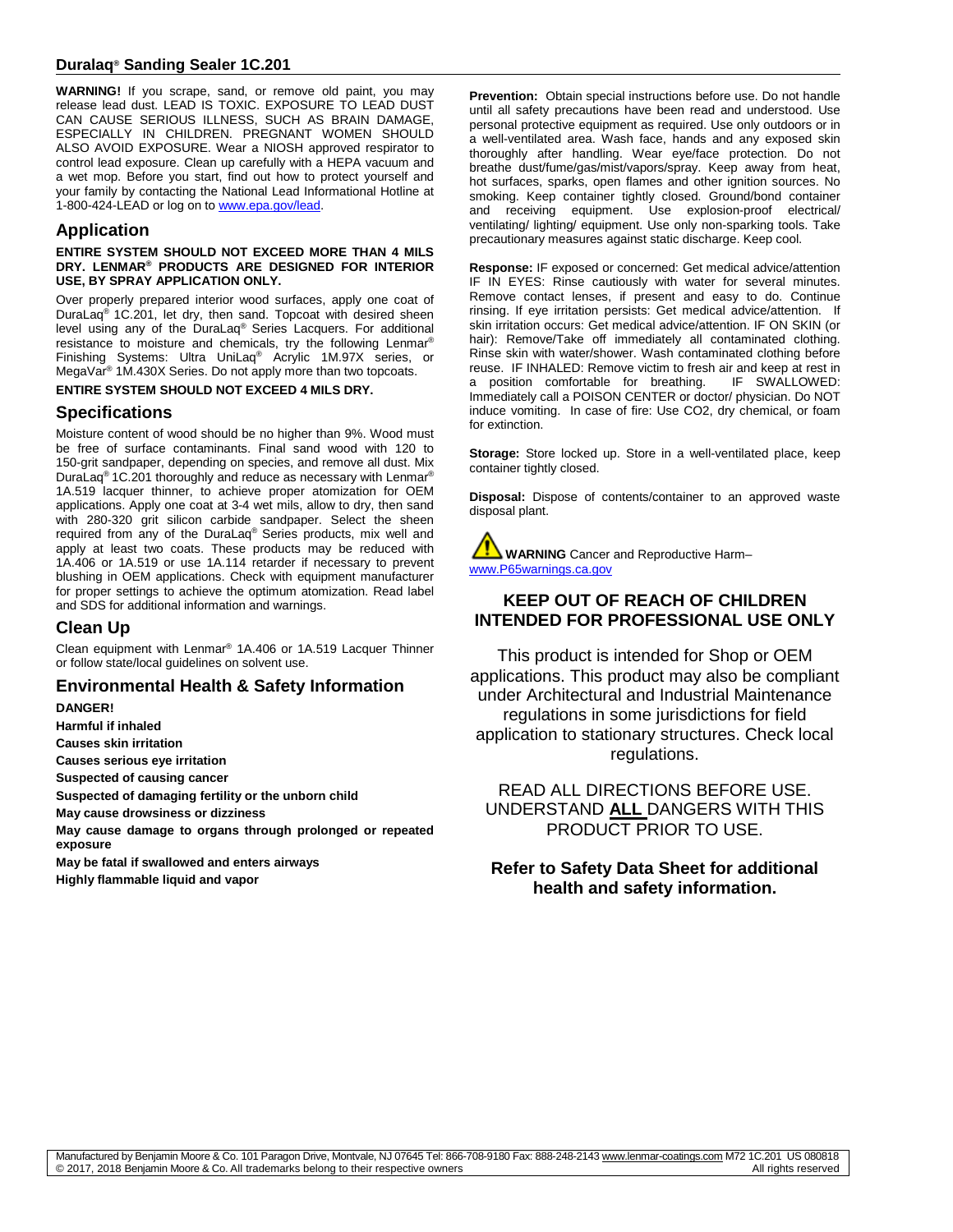## Duralaq® Sanding Sealer 1C.201

**WARNING!** If you scrape, sand, or remove old paint, you may release lead dust. LEAD IS TOXIC. EXPOSURE TO LEAD DUST CAN CAUSE SERIOUS ILLNESS, SUCH AS BRAIN DAMAGE, ESPECIALLY IN CHILDREN. PREGNANT WOMEN SHOULD ALSO AVOID EXPOSURE. Wear a NIOSH approved respirator to control lead exposure. Clean up carefully with a HEPA vacuum and a wet mop. Before you start, find out how to protect yourself and your family by contacting the National Lead Informational Hotline at 1-800-424-LEAD or log on to www.epa.gov/lead.

## Application

**ENTIRE SYSTEM SHOULD NOT EXCEED MORE THAN 4 MILS DRY. LENMAR® PRODUCTS ARE DESIGNED FOR INTERIOR USE, BY SPRAY APPLICATION ONLY.**

Over properly prepared interior wood surfaces, apply one coat of DuraLaq® 1C.201, let dry, then sand. Topcoat with desired sheen level using any of the DuraLaq® Series Lacquers. For additional resistance to moisture and chemicals, try the following Lenmar® Finishing Systems: Ultra UniLaq® Acrylic 1M.97X series, or MegaVar® 1M.430X Series. Do not apply more than two topcoats.

**ENTIRE SYSTEM SHOULD NOT EXCEED 4 MILS DRY.**

## Specifications

Moisture content of wood should be no higher than 9%. Wood must be free of surface contaminants. Final sand wood with 120 to 150-grit sandpaper, depending on species, and remove all dust. Mix DuraLaq® 1C.201 thoroughly and reduce as necessary with Lenmar® 1A.519 lacquer thinner, to achieve proper atomization for OEM applications. Apply one coat at 3-4 wet mils, allow to dry, then sand with 280-320 grit silicon carbide sandpaper. Select the sheen required from any of the DuraLaq® Series products, mix well and apply at least two coats. These products may be reduced with 1A.406 or 1A.519 or use 1A.114 retarder if necessary to prevent blushing in OEM applications. Check with equipment manufacturer for proper settings to achieve the optimum atomization. Read label and SDS for additional information and warnings.

## Clean Up

Clean equipment with Lenmar® 1A.406 or 1A.519 Lacquer Thinner or follow state/local guidelines on solvent use.

## Environmental Health & Safety Information

**DANGER!**

**Harmful if inhaled**

**Causes skin irritation**

**Causes serious eye irritation**

**Suspected of causing cancer**

**Suspected of damaging fertility or the unborn child**

**May cause drowsiness or dizziness**

**May cause damage to organs through prolonged or repeated exposure**

**May be fatal if swallowed and enters airways**

**Highly flammable liquid and vapor**

**Prevention:** Obtain special instructions before use. Do not handle until all safety precautions have been read and understood. Use personal protective equipment as required. Use only outdoors or in a well-ventilated area. Wash face, hands and any exposed skin thoroughly after handling. Wear eye/face protection. Do not breathe dust/fume/gas/mist/vapors/spray. Keep away from heat, hot surfaces, sparks, open flames and other ignition sources. No smoking. Keep container tightly closed. Ground/bond container and receiving equipment. Use explosion-proof electrical/ ventilating/ lighting/ equipment. Use only non-sparking tools. Take precautionary measures against static discharge. Keep cool.

**Response:** IF exposed or concerned: Get medical advice/attention IF IN EYES: Rinse cautiously with water for several minutes. Remove contact lenses, if present and easy to do. Continue rinsing. If eye irritation persists: Get medical advice/attention. If skin irritation occurs: Get medical advice/attention. IF ON SKIN (or hair): Remove/Take off immediately all contaminated clothing. Rinse skin with water/shower. Wash contaminated clothing before reuse. IF INHALED: Remove victim to fresh air and keep at rest in a position comfortable for breathing. IF SWALLOWED: Immediately call a POISON CENTER or doctor/ physician. Do NOT induce vomiting. In case of fire: Use CO2, dry chemical, or foam for extinction.

**Storage:** Store locked up. Store in a well-ventilated place, keep container tightly closed.

**Disposal:** Dispose of contents/container to an approved waste disposal plant.

⚠ **WARNING** Cancer and Reproductive Harm– www.P65warnings.ca.gov

### KEEP OUT OF REACH OF CHILDREN
### INTENDED FOR PROFESSIONAL USE ONLY

This product is intended for Shop or OEM applications. This product may also be compliant under Architectural and Industrial Maintenance regulations in some jurisdictions for field application to stationary structures. Check local regulations.

READ ALL DIRECTIONS BEFORE USE. UNDERSTAND **ALL** DANGERS WITH THIS PRODUCT PRIOR TO USE.

**Refer to Safety Data Sheet for additional health and safety information.**

Manufactured by Benjamin Moore & Co. 101 Paragon Drive, Montvale, NJ 07645 Tel: 866-708-9180 Fax: 888-248-2143 www.lenmar-coatings.com M72 1C.201 US 080818
© 2017, 2018 Benjamin Moore & Co. All trademarks belong to their respective owners All rights reserved